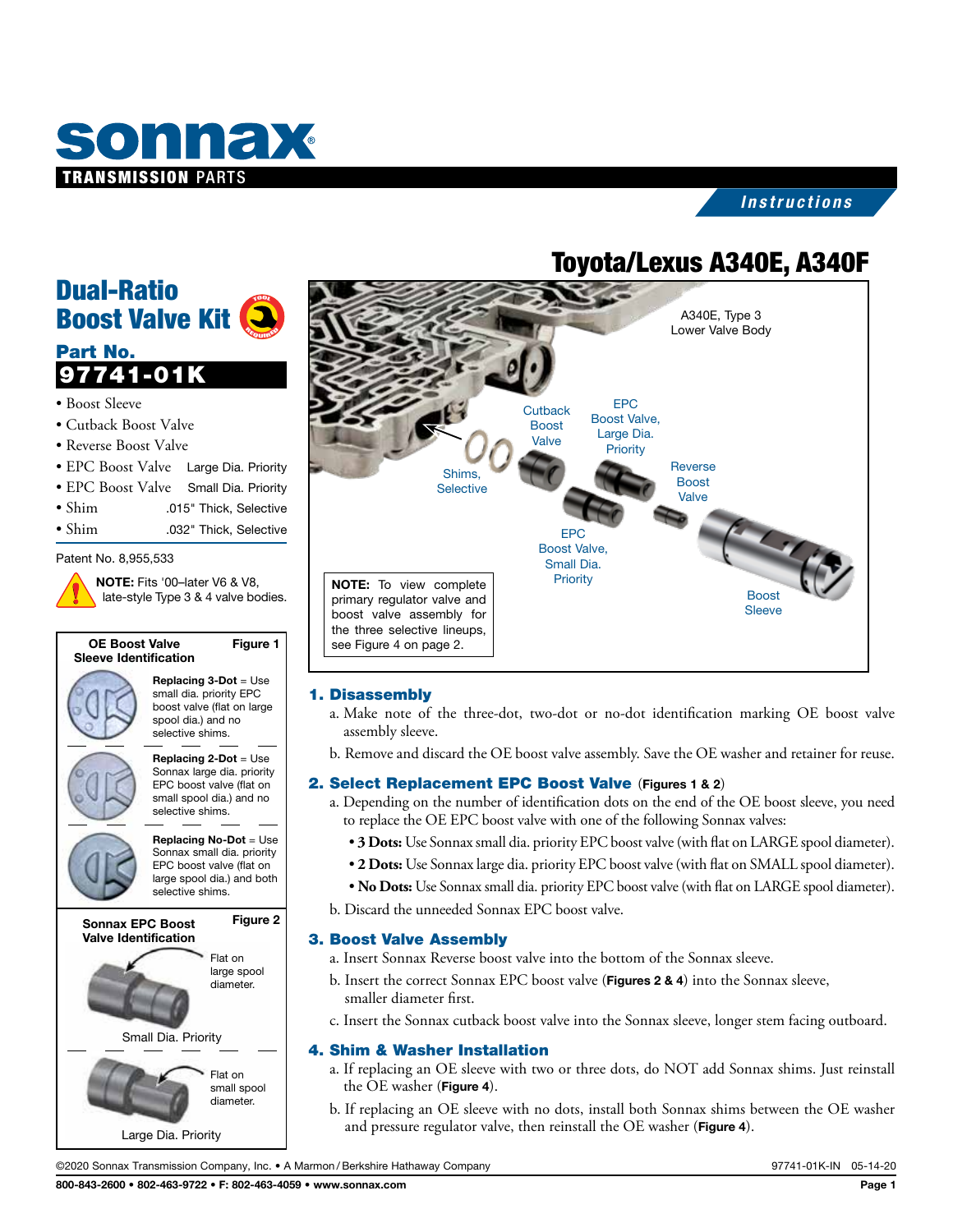# sonnax

**TRANSMISSION PARTS**

*Instructions*

# Toyota/Lexus A340E, A340F

## Dual-Ratio Boost Valve Kit

### Part No. 97741-01K

- Boost Sleeve
- Cutback Boost Valve
- Reverse Boost Valve
- EPC Boost Valve — Large Dia. Priority
- EPC Boost Valve — Small Dia. Priority
- Shim — .015" Thick, Selective
- Shim — .032" Thick, Selective

Patent No. 8,955,533

**NOTE:** Fits '00–later V6 & V8, late-style Type 3 & 4 valve bodies.

A340E, Type 3 Lower Valve Body

Cutback Boost Valve

EPC Boost Valve, Large Dia. Priority

Shims, Selective

Reverse Boost Valve

EPC Boost Valve, Small Dia. Priority

Boost Sleeve

**NOTE:** To view complete primary regulator valve and boost valve assembly for the three selective lineups, see Figure 4 on page 2.

**Figure 1 — OE Boost Valve Sleeve Identification**

**Replacing 3-Dot** = Use small dia. priority EPC boost valve (flat on large spool dia.) and no selective shims.

**Replacing 2-Dot** = Use Sonnax large dia. priority EPC boost valve (flat on small spool dia.) and no selective shims.

**Replacing No-Dot** = Use Sonnax small dia. priority EPC boost valve (flat on large spool dia.) and both selective shims.

**Figure 2 — Sonnax EPC Boost Valve Identification**

Flat on large spool diameter.

Small Dia. Priority

Flat on small spool diameter.

Large Dia. Priority

### 1. Disassembly

a. Make note of the three-dot, two-dot or no-dot identification marking OE boost valve assembly sleeve.

b. Remove and discard the OE boost valve assembly. Save the OE washer and retainer for reuse.

### 2. Select Replacement EPC Boost Valve (Figures 1 & 2)

a. Depending on the number of identification dots on the end of the OE boost sleeve, you need to replace the OE EPC boost valve with one of the following Sonnax valves:

- **3 Dots:** Use Sonnax small dia. priority EPC boost valve (with flat on LARGE spool diameter).
- **2 Dots:** Use Sonnax large dia. priority EPC boost valve (with flat on SMALL spool diameter).
- **No Dots:** Use Sonnax small dia. priority EPC boost valve (with flat on LARGE spool diameter).

b. Discard the unneeded Sonnax EPC boost valve.

### 3. Boost Valve Assembly

a. Insert Sonnax Reverse boost valve into the bottom of the Sonnax sleeve.

b. Insert the correct Sonnax EPC boost valve (**Figures 2 & 4**) into the Sonnax sleeve, smaller diameter first.

c. Insert the Sonnax cutback boost valve into the Sonnax sleeve, longer stem facing outboard.

### 4. Shim & Washer Installation

a. If replacing an OE sleeve with two or three dots, do NOT add Sonnax shims. Just reinstall the OE washer (**Figure 4**).

b. If replacing an OE sleeve with no dots, install both Sonnax shims between the OE washer and pressure regulator valve, then reinstall the OE washer (**Figure 4**).

©2020 Sonnax Transmission Company, Inc. • A Marmon/Berkshire Hathaway Company — 97741-01K-IN 05-14-20

800-843-2600 • 802-463-9722 • F: 802-463-4059 • www.sonnax.com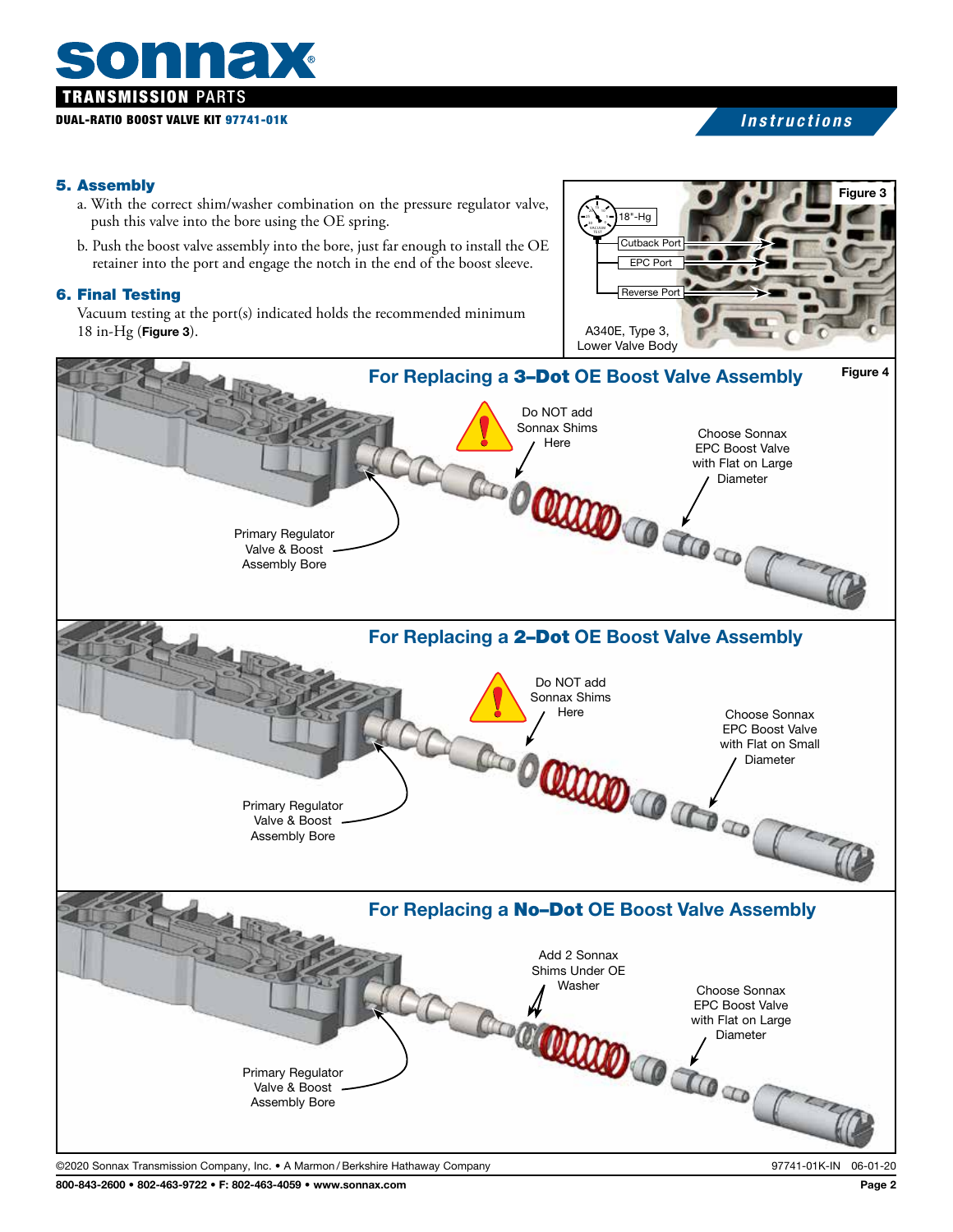## 5. Assembly

a. With the correct shim/washer combination on the pressure regulator valve, push this valve into the bore using the OE spring.

b. Push the boost valve assembly into the bore, just far enough to install the OE retainer into the port and engage the notch in the end of the boost sleeve.

## 6. Final Testing

Vacuum testing at the port(s) indicated holds the recommended minimum 18 in-Hg (**Figure 3**).

Figure 3

18"-Hg

Cutback Port

EPC Port

Reverse Port

A340E, Type 3, Lower Valve Body

Figure 4

### For Replacing a **3–Dot** OE Boost Valve Assembly

Do NOT add Sonnax Shims Here

Choose Sonnax EPC Boost Valve with Flat on Large Diameter

Primary Regulator Valve & Boost Assembly Bore

### For Replacing a **2–Dot** OE Boost Valve Assembly

Do NOT add Sonnax Shims Here

Choose Sonnax EPC Boost Valve with Flat on Small Diameter

Primary Regulator Valve & Boost Assembly Bore

### For Replacing a **No–Dot** OE Boost Valve Assembly

Add 2 Sonnax Shims Under OE Washer

Choose Sonnax EPC Boost Valve with Flat on Large Diameter

Primary Regulator Valve & Boost Assembly Bore